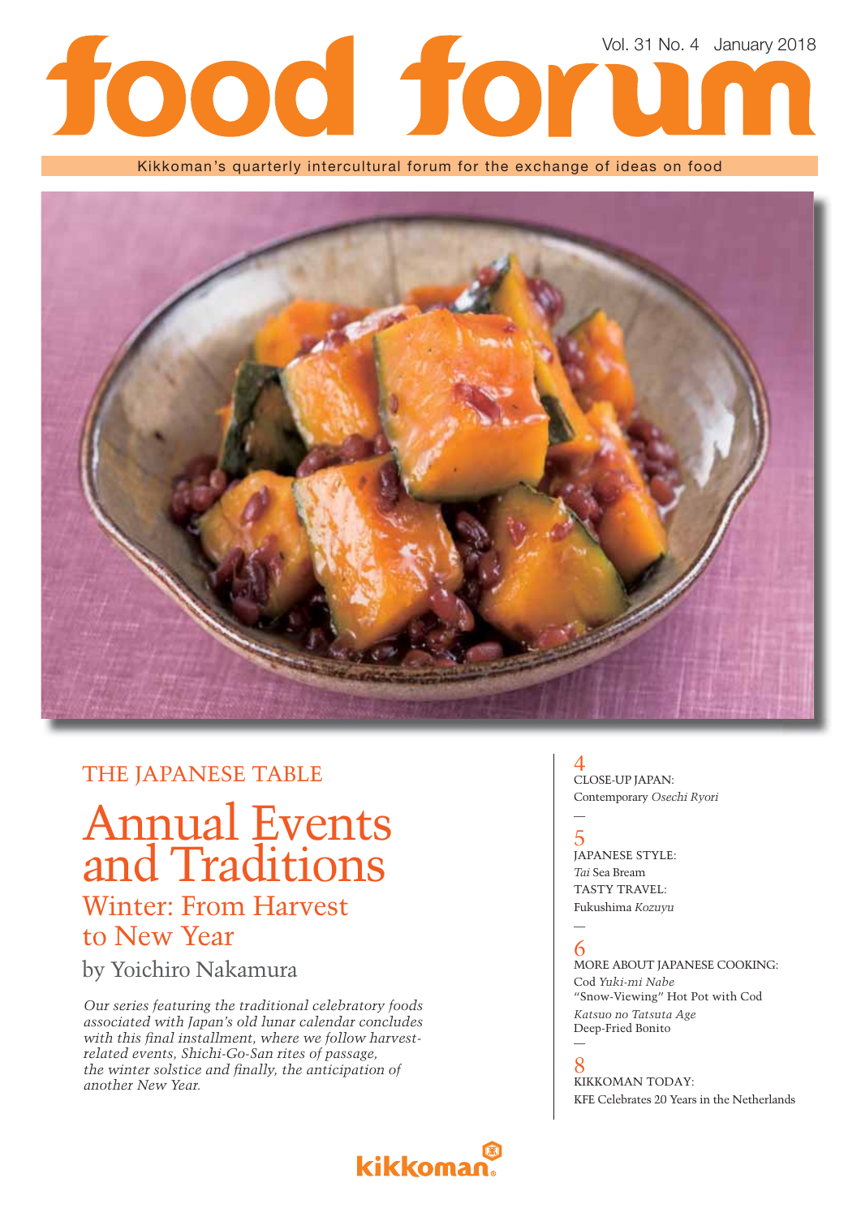# food forum

Vol. 31 No. 4 January 2018

Kikkoman's quarterly intercultural forum for the exchange of ideas on food

THE JAPANESE TABLE

## Annual Events and Traditions

### Winter: From Harvest to New Year

by Yoichiro Nakamura

*Our series featuring the traditional celebratory foods associated with Japan's old lunar calendar concludes with this final installment, where we follow harvest-related events, Shichi-Go-San rites of passage, the winter solstice and finally, the anticipation of another New Year.*

4
CLOSE-UP JAPAN:
Contemporary *Osechi Ryori*

—

5
JAPANESE STYLE:
*Tai* Sea Bream
TASTY TRAVEL:
Fukushima *Kozuyu*

—

6
MORE ABOUT JAPANESE COOKING:
Cod *Yuki-mi Nabe*
"Snow-Viewing" Hot Pot with Cod
*Katsuo no Tatsuta Age*
Deep-Fried Bonito

—

8
KIKKOMAN TODAY:
KFE Celebrates 20 Years in the Netherlands

kikkoman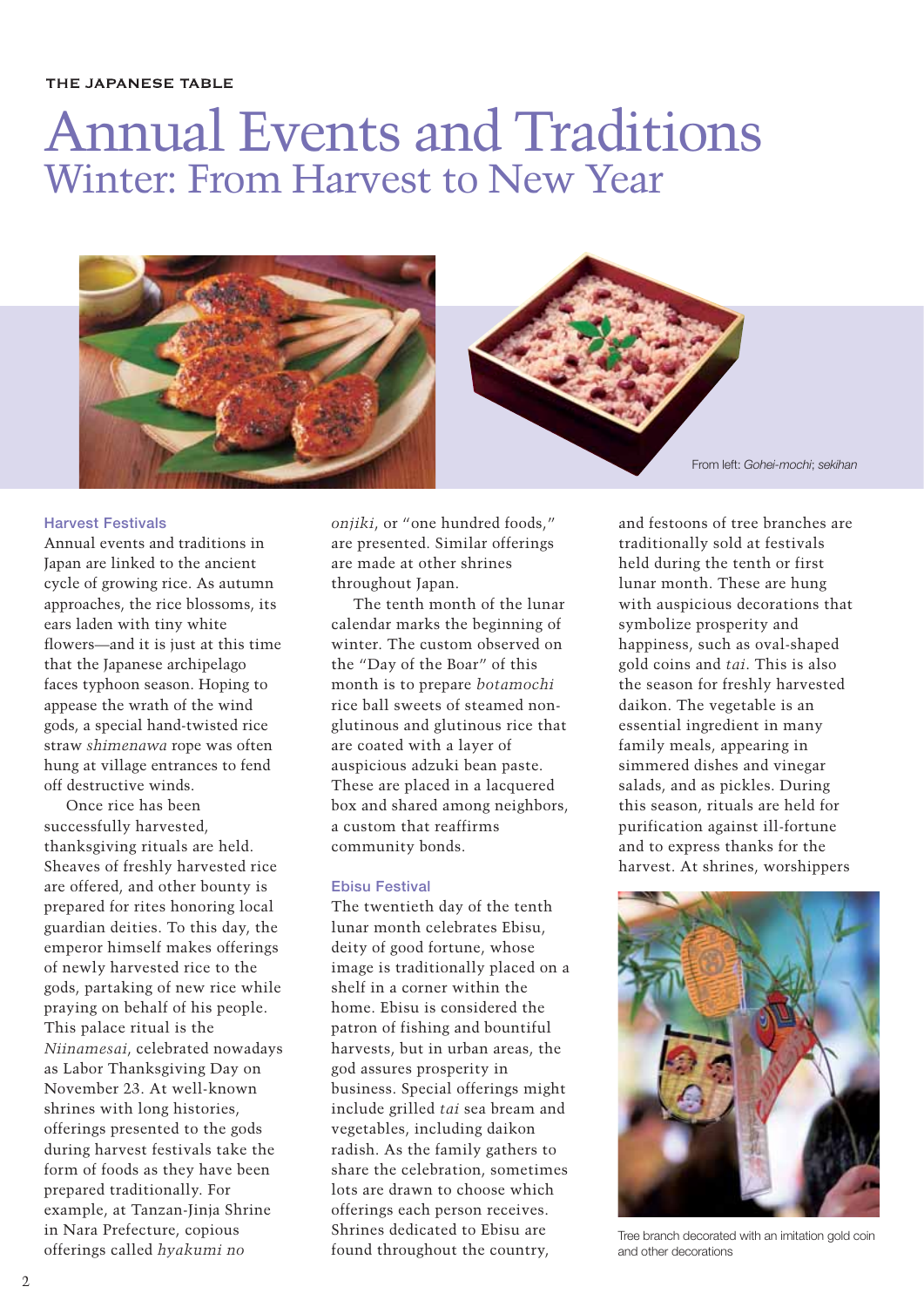# Annual Events and Traditions

## Winter: From Harvest to New Year

From left: *Gohei-mochi*; *sekihan*

### Harvest Festivals

Annual events and traditions in Japan are linked to the ancient cycle of growing rice. As autumn approaches, the rice blossoms, its ears laden with tiny white flowers—and it is just at this time that the Japanese archipelago faces typhoon season. Hoping to appease the wrath of the wind gods, a special hand-twisted rice straw *shimenawa* rope was often hung at village entrances to fend off destructive winds.

Once rice has been successfully harvested, thanksgiving rituals are held. Sheaves of freshly harvested rice are offered, and other bounty is prepared for rites honoring local guardian deities. To this day, the emperor himself makes offerings of newly harvested rice to the gods, partaking of new rice while praying on behalf of his people. This palace ritual is the *Niinamesai*, celebrated nowadays as Labor Thanksgiving Day on November 23. At well-known shrines with long histories, offerings presented to the gods during harvest festivals take the form of foods as they have been prepared traditionally. For example, at Tanzan-Jinja Shrine in Nara Prefecture, copious offerings called *hyakumi no onjiki*, or "one hundred foods," are presented. Similar offerings are made at other shrines throughout Japan.

The tenth month of the lunar calendar marks the beginning of winter. The custom observed on the "Day of the Boar" of this month is to prepare *botamochi* rice ball sweets of steamed non-glutinous and glutinous rice that are coated with a layer of auspicious adzuki bean paste. These are placed in a lacquered box and shared among neighbors, a custom that reaffirms community bonds.

### Ebisu Festival

The twentieth day of the tenth lunar month celebrates Ebisu, deity of good fortune, whose image is traditionally placed on a shelf in a corner within the home. Ebisu is considered the patron of fishing and bountiful harvests, but in urban areas, the god assures prosperity in business. Special offerings might include grilled *tai* sea bream and vegetables, including daikon radish. As the family gathers to share the celebration, sometimes lots are drawn to choose which offerings each person receives. Shrines dedicated to Ebisu are found throughout the country, and festoons of tree branches are traditionally sold at festivals held during the tenth or first lunar month. These are hung with auspicious decorations that symbolize prosperity and happiness, such as oval-shaped gold coins and *tai*. This is also the season for freshly harvested daikon. The vegetable is an essential ingredient in many family meals, appearing in simmered dishes and vinegar salads, and as pickles. During this season, rituals are held for purification against ill-fortune and to express thanks for the harvest. At shrines, worshippers

Tree branch decorated with an imitation gold coin and other decorations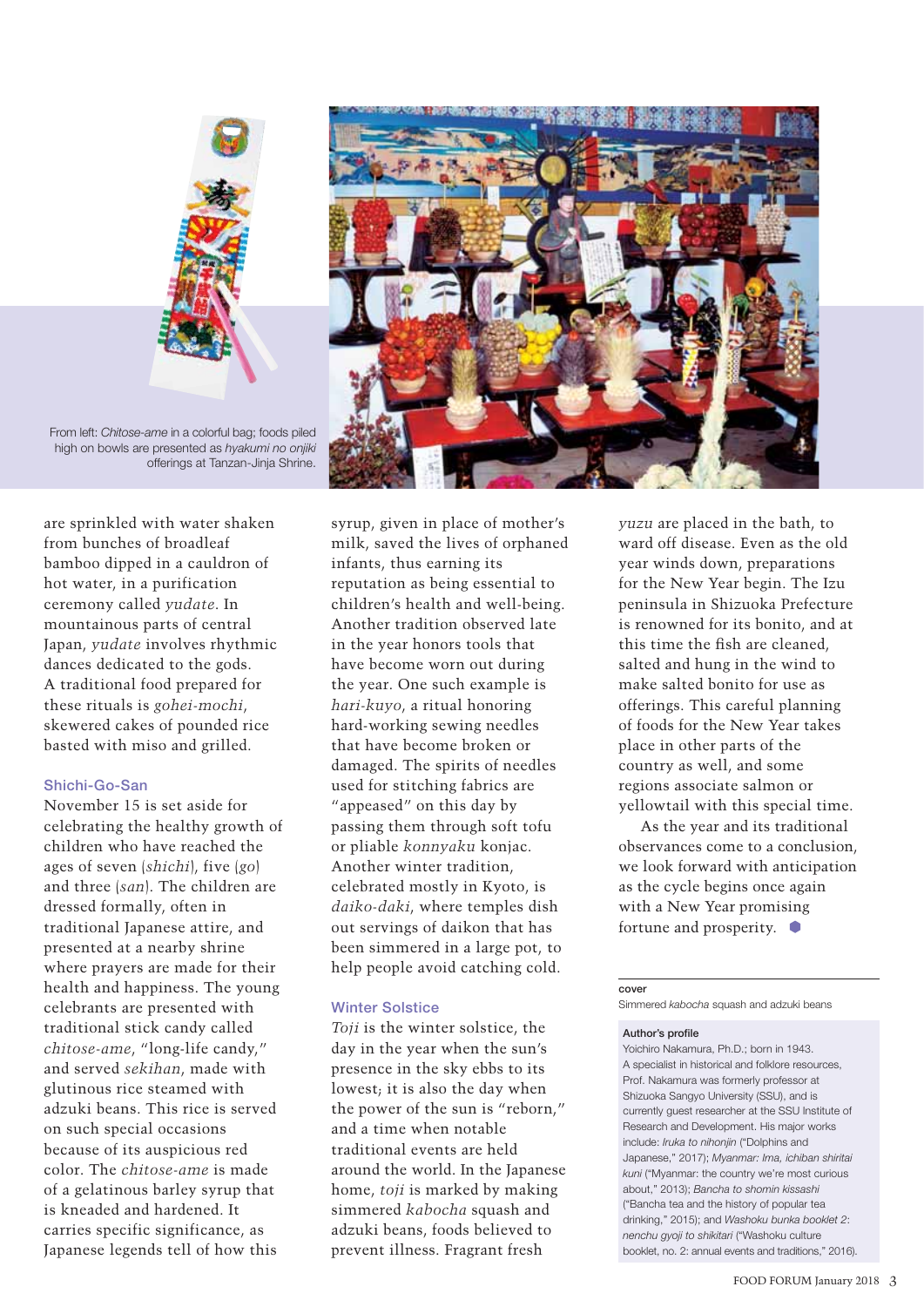From left: *Chitose-ame* in a colorful bag; foods piled high on bowls are presented as *hyakumi no onjiki* offerings at Tanzan-Jinja Shrine.

are sprinkled with water shaken from bunches of broadleaf bamboo dipped in a cauldron of hot water, in a purification ceremony called *yudate*. In mountainous parts of central Japan, *yudate* involves rhythmic dances dedicated to the gods. A traditional food prepared for these rituals is *gohei-mochi*, skewered cakes of pounded rice basted with miso and grilled.

### Shichi-Go-San

November 15 is set aside for celebrating the healthy growth of children who have reached the ages of seven (*shichi*), five (*go*) and three (*san*). The children are dressed formally, often in traditional Japanese attire, and presented at a nearby shrine where prayers are made for their health and happiness. The young celebrants are presented with traditional stick candy called *chitose-ame*, "long-life candy," and served *sekihan*, made with glutinous rice steamed with adzuki beans. This rice is served on such special occasions because of its auspicious red color. The *chitose-ame* is made of a gelatinous barley syrup that is kneaded and hardened. It carries specific significance, as Japanese legends tell of how this syrup, given in place of mother's milk, saved the lives of orphaned infants, thus earning its reputation as being essential to children's health and well-being. Another tradition observed late in the year honors tools that have become worn out during the year. One such example is *hari-kuyo*, a ritual honoring hard-working sewing needles that have become broken or damaged. The spirits of needles used for stitching fabrics are "appeased" on this day by passing them through soft tofu or pliable *konnyaku* konjac. Another winter tradition, celebrated mostly in Kyoto, is *daiko-daki*, where temples dish out servings of daikon that has been simmered in a large pot, to help people avoid catching cold.

### Winter Solstice

*Toji* is the winter solstice, the day in the year when the sun's presence in the sky ebbs to its lowest; it is also the day when the power of the sun is "reborn," and a time when notable traditional events are held around the world. In the Japanese home, *toji* is marked by making simmered *kabocha* squash and adzuki beans, foods believed to prevent illness. Fragrant fresh *yuzu* are placed in the bath, to ward off disease. Even as the old year winds down, preparations for the New Year begin. The Izu peninsula in Shizuoka Prefecture is renowned for its bonito, and at this time the fish are cleaned, salted and hung in the wind to make salted bonito for use as offerings. This careful planning of foods for the New Year takes place in other parts of the country as well, and some regions associate salmon or yellowtail with this special time.

As the year and its traditional observances come to a conclusion, we look forward with anticipation as the cycle begins once again with a New Year promising fortune and prosperity.

**cover**
Simmered *kabocha* squash and adzuki beans

**Author's profile**
Yoichiro Nakamura, Ph.D.; born in 1943. A specialist in historical and folklore resources, Prof. Nakamura was formerly professor at Shizuoka Sangyo University (SSU), and is currently guest researcher at the SSU Institute of Research and Development. His major works include: *Iruka to nihonjin* ("Dolphins and Japanese," 2017); *Myanmar: Ima, ichiban shiritai kuni* ("Myanmar: the country we're most curious about," 2013); *Bancha to shomin kissashi* ("Bancha tea and the history of popular tea drinking," 2015); and *Washoku bunka booklet 2: nenchu gyoji to shikitari* ("Washoku culture booklet, no. 2: annual events and traditions," 2016).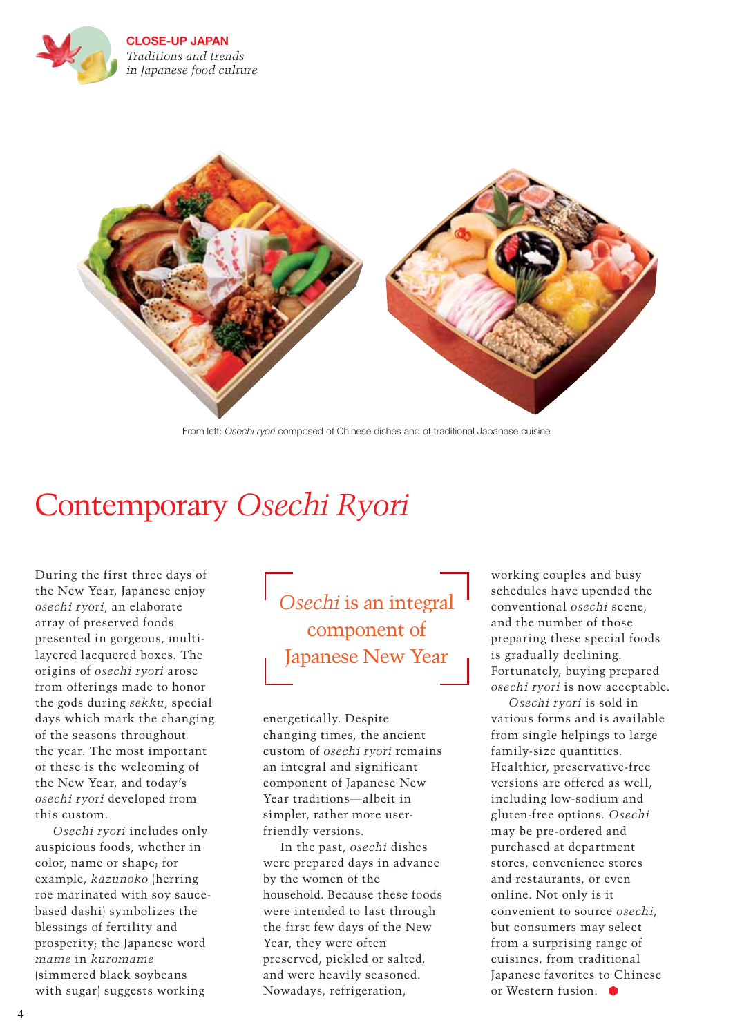From left: *Osechi ryori* composed of Chinese dishes and of traditional Japanese cuisine

# Contemporary *Osechi Ryori*

During the first three days of the New Year, Japanese enjoy *osechi ryori*, an elaborate array of preserved foods presented in gorgeous, multi-layered lacquered boxes. The origins of *osechi ryori* arose from offerings made to honor the gods during *sekku*, special days which mark the changing of the seasons throughout the year. The most important of these is the welcoming of the New Year, and today's *osechi ryori* developed from this custom.

*Osechi ryori* includes only auspicious foods, whether in color, name or shape; for example, *kazunoko* (herring roe marinated with soy sauce-based dashi) symbolizes the blessings of fertility and prosperity; the Japanese word *mame* in *kuromame* (simmered black soybeans with sugar) suggests working energetically. Despite changing times, the ancient custom of *osechi ryori* remains an integral and significant component of Japanese New Year traditions—albeit in simpler, rather more user-friendly versions.

> *Osechi* is an integral component of Japanese New Year

In the past, *osechi* dishes were prepared days in advance by the women of the household. Because these foods were intended to last through the first few days of the New Year, they were often preserved, pickled or salted, and were heavily seasoned. Nowadays, refrigeration, working couples and busy schedules have upended the conventional *osechi* scene, and the number of those preparing these special foods is gradually declining. Fortunately, buying prepared *osechi ryori* is now acceptable.

*Osechi ryori* is sold in various forms and is available from single helpings to large family-size quantities. Healthier, preservative-free versions are offered as well, including low-sodium and gluten-free options. *Osechi* may be pre-ordered and purchased at department stores, convenience stores and restaurants, or even online. Not only is it convenient to source *osechi*, but consumers may select from a surprising range of cuisines, from traditional Japanese favorites to Chinese or Western fusion.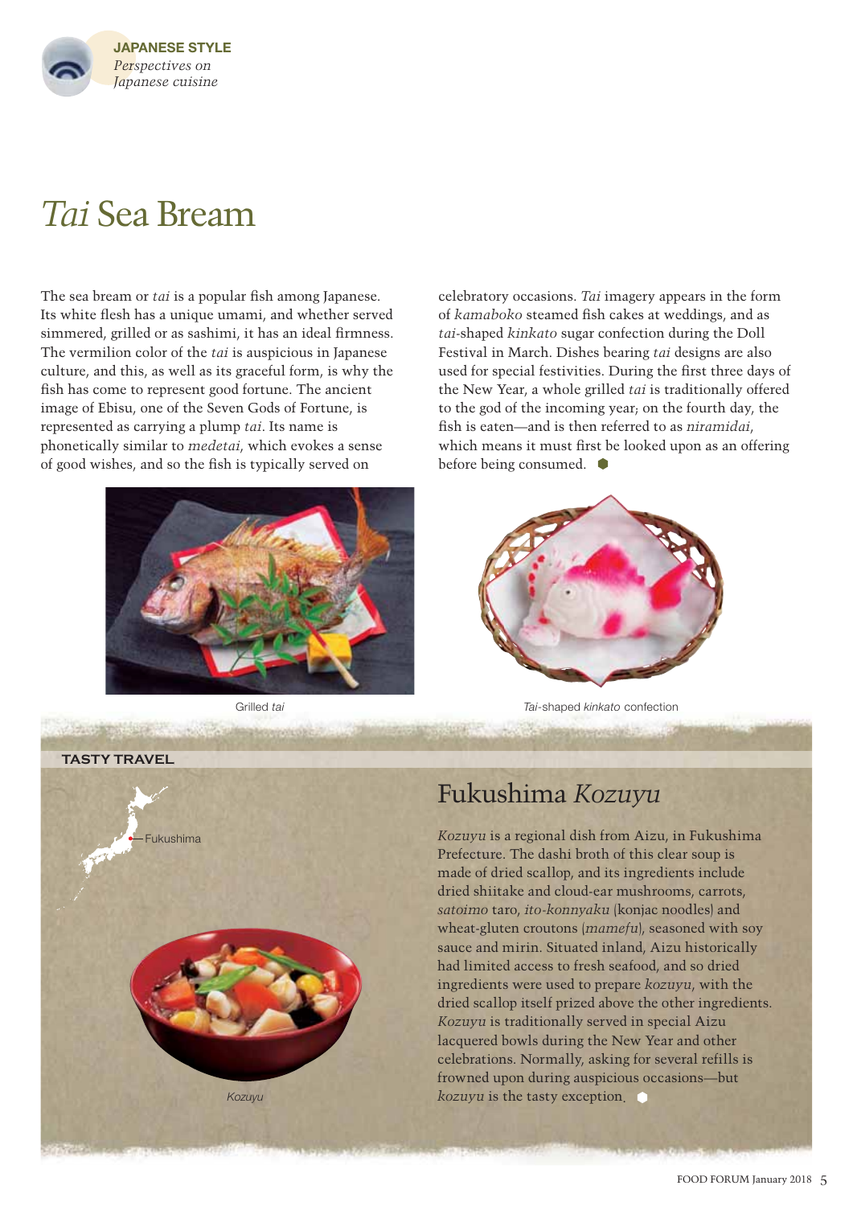**JAPANESE STYLE**
*Perspectives on Japanese cuisine*

# *Tai* Sea Bream

The sea bream or *tai* is a popular fish among Japanese. Its white flesh has a unique umami, and whether served simmered, grilled or as sashimi, it has an ideal firmness. The vermilion color of the *tai* is auspicious in Japanese culture, and this, as well as its graceful form, is why the fish has come to represent good fortune. The ancient image of Ebisu, one of the Seven Gods of Fortune, is represented as carrying a plump *tai*. Its name is phonetically similar to *medetai*, which evokes a sense of good wishes, and so the fish is typically served on celebratory occasions. *Tai* imagery appears in the form of *kamaboko* steamed fish cakes at weddings, and as *tai*-shaped *kinkato* sugar confection during the Doll Festival in March. Dishes bearing *tai* designs are also used for special festivities. During the first three days of the New Year, a whole grilled *tai* is traditionally offered to the god of the incoming year; on the fourth day, the fish is eaten—and is then referred to as *niramidai*, which means it must first be looked upon as an offering before being consumed.

Grilled *tai*

*Tai*-shaped *kinkato* confection

**TASTY TRAVEL**

Fukushima

## Fukushima *Kozuyu*

*Kozuyu* is a regional dish from Aizu, in Fukushima Prefecture. The dashi broth of this clear soup is made of dried scallop, and its ingredients include dried shiitake and cloud-ear mushrooms, carrots, *satoimo* taro, *ito-konnyaku* (konjac noodles) and wheat-gluten croutons (*mamefu*), seasoned with soy sauce and mirin. Situated inland, Aizu historically had limited access to fresh seafood, and so dried ingredients were used to prepare *kozuyu*, with the dried scallop itself prized above the other ingredients. *Kozuyu* is traditionally served in special Aizu lacquered bowls during the New Year and other celebrations. Normally, asking for several refills is frowned upon during auspicious occasions—but *kozuyu* is the tasty exception.

*Kozuyu*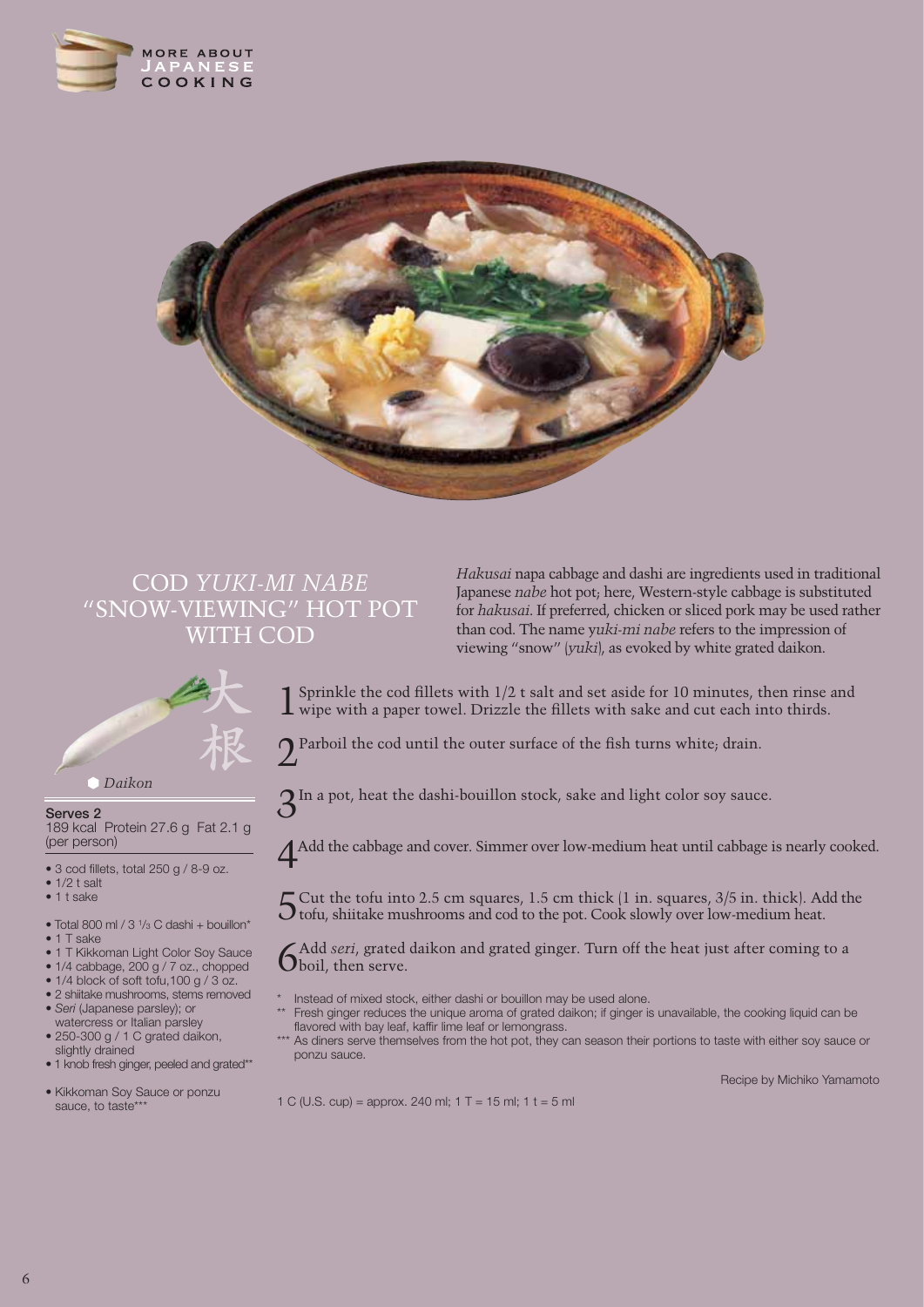# COD *YUKI-MI NABE* "SNOW-VIEWING" HOT POT WITH COD

*Hakusai* napa cabbage and dashi are ingredients used in traditional Japanese *nabe* hot pot; here, Western-style cabbage is substituted for *hakusai*. If preferred, chicken or sliced pork may be used rather than cod. The name *yuki-mi nabe* refers to the impression of viewing "snow" (*yuki*), as evoked by white grated daikon.

大根

*Daikon*

**Serves 2**
189 kcal Protein 27.6 g Fat 2.1 g (per person)

- 3 cod fillets, total 250 g / 8-9 oz.
- 1/2 t salt
- 1 t sake

- Total 800 ml / 3 1/3 C dashi + bouillon*
- 1 T sake
- 1 T Kikkoman Light Color Soy Sauce
- 1/4 cabbage, 200 g / 7 oz., chopped
- 1/4 block of soft tofu,100 g / 3 oz.
- 2 shiitake mushrooms, stems removed
- *Seri* (Japanese parsley); or watercress or Italian parsley
- 250-300 g / 1 C grated daikon, slightly drained
- 1 knob fresh ginger, peeled and grated**

- Kikkoman Soy Sauce or ponzu sauce, to taste***

1. Sprinkle the cod fillets with 1/2 t salt and set aside for 10 minutes, then rinse and wipe with a paper towel. Drizzle the fillets with sake and cut each into thirds.
2. Parboil the cod until the outer surface of the fish turns white; drain.
3. In a pot, heat the dashi-bouillon stock, sake and light color soy sauce.
4. Add the cabbage and cover. Simmer over low-medium heat until cabbage is nearly cooked.
5. Cut the tofu into 2.5 cm squares, 1.5 cm thick (1 in. squares, 3/5 in. thick). Add the tofu, shiitake mushrooms and cod to the pot. Cook slowly over low-medium heat.
6. Add *seri*, grated daikon and grated ginger. Turn off the heat just after coming to a boil, then serve.

\* Instead of mixed stock, either dashi or bouillon may be used alone.

\*\* Fresh ginger reduces the unique aroma of grated daikon; if ginger is unavailable, the cooking liquid can be flavored with bay leaf, kaffir lime leaf or lemongrass.

\*\*\* As diners serve themselves from the hot pot, they can season their portions to taste with either soy sauce or ponzu sauce.

Recipe by Michiko Yamamoto

1 C (U.S. cup) = approx. 240 ml; 1 T = 15 ml; 1 t = 5 ml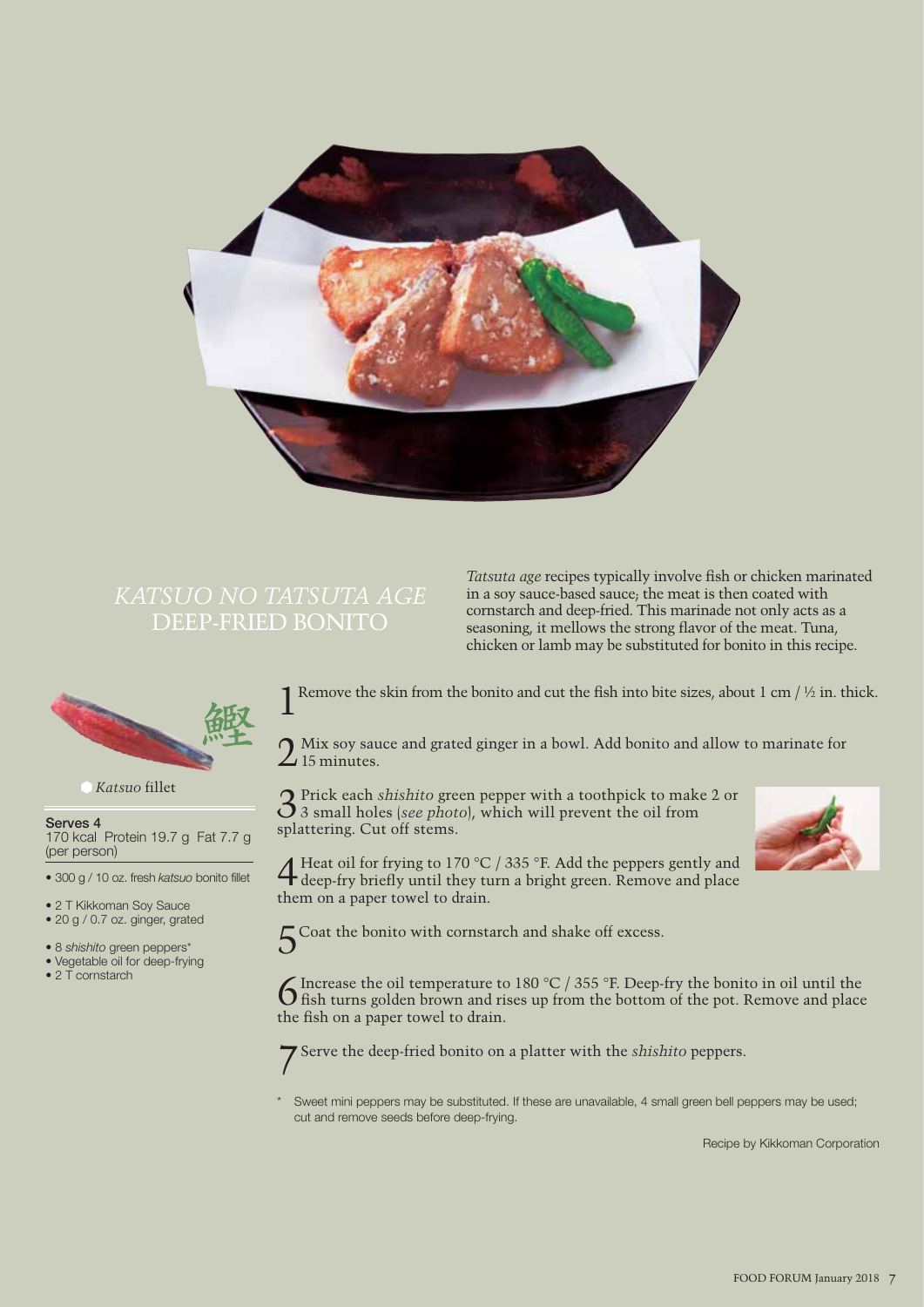# *KATSUO NO TATSUTA AGE*
# DEEP-FRIED BONITO

*Tatsuta age* recipes typically involve fish or chicken marinated in a soy sauce-based sauce; the meat is then coated with cornstarch and deep-fried. This marinade not only acts as a seasoning, it mellows the strong flavor of the meat. Tuna, chicken or lamb may be substituted for bonito in this recipe.

鰹

*Katsuo* fillet

**Serves 4**
170 kcal Protein 19.7 g Fat 7.7 g (per person)

- 300 g / 10 oz. fresh *katsuo* bonito fillet
- 2 T Kikkoman Soy Sauce
- 20 g / 0.7 oz. ginger, grated
- 8 *shishito* green peppers*
- Vegetable oil for deep-frying
- 2 T cornstarch

1 Remove the skin from the bonito and cut the fish into bite sizes, about 1 cm / ½ in. thick.

2 Mix soy sauce and grated ginger in a bowl. Add bonito and allow to marinate for 15 minutes.

3 Prick each *shishito* green pepper with a toothpick to make 2 or 3 small holes (*see photo*), which will prevent the oil from splattering. Cut off stems.

4 Heat oil for frying to 170 °C / 335 °F. Add the peppers gently and deep-fry briefly until they turn a bright green. Remove and place them on a paper towel to drain.

5 Coat the bonito with cornstarch and shake off excess.

6 Increase the oil temperature to 180 °C / 355 °F. Deep-fry the bonito in oil until the fish turns golden brown and rises up from the bottom of the pot. Remove and place the fish on a paper towel to drain.

7 Serve the deep-fried bonito on a platter with the *shishito* peppers.

\* Sweet mini peppers may be substituted. If these are unavailable, 4 small green bell peppers may be used; cut and remove seeds before deep-frying.

Recipe by Kikkoman Corporation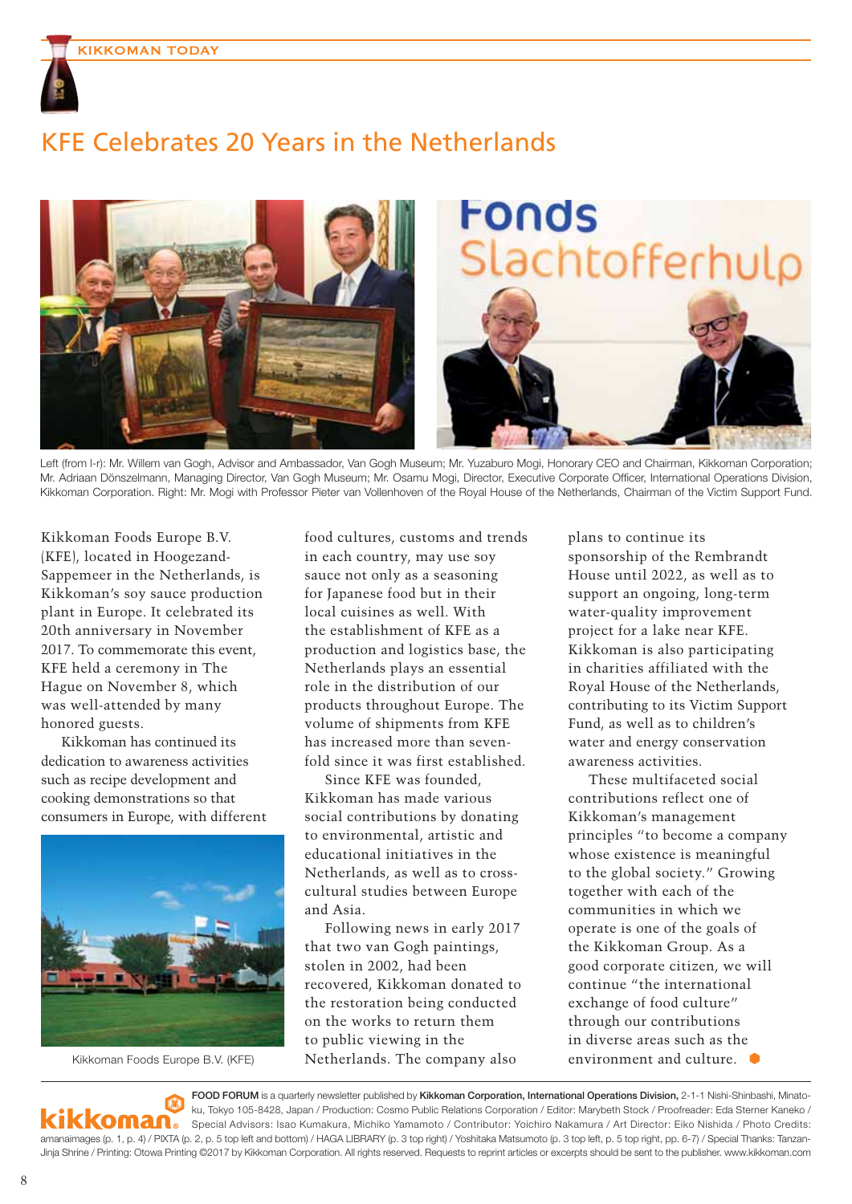KIKKOMAN TODAY

# KFE Celebrates 20 Years in the Netherlands

Left (from l-r): Mr. Willem van Gogh, Advisor and Ambassador, Van Gogh Museum; Mr. Yuzaburo Mogi, Honorary CEO and Chairman, Kikkoman Corporation; Mr. Adriaan Dönszelmann, Managing Director, Van Gogh Museum; Mr. Osamu Mogi, Director, Executive Corporate Officer, International Operations Division, Kikkoman Corporation. Right: Mr. Mogi with Professor Pieter van Vollenhoven of the Royal House of the Netherlands, Chairman of the Victim Support Fund.

Kikkoman Foods Europe B.V. (KFE), located in Hoogezand-Sappemeer in the Netherlands, is Kikkoman's soy sauce production plant in Europe. It celebrated its 20th anniversary in November 2017. To commemorate this event, KFE held a ceremony in The Hague on November 8, which was well-attended by many honored guests.

Kikkoman has continued its dedication to awareness activities such as recipe development and cooking demonstrations so that consumers in Europe, with different food cultures, customs and trends in each country, may use soy sauce not only as a seasoning for Japanese food but in their local cuisines as well. With the establishment of KFE as a production and logistics base, the Netherlands plays an essential role in the distribution of our products throughout Europe. The volume of shipments from KFE has increased more than seven-fold since it was first established.

Kikkoman Foods Europe B.V. (KFE)

Since KFE was founded, Kikkoman has made various social contributions by donating to environmental, artistic and educational initiatives in the Netherlands, as well as to cross-cultural studies between Europe and Asia.

Following news in early 2017 that two van Gogh paintings, stolen in 2002, had been recovered, Kikkoman donated to the restoration being conducted on the works to return them to public viewing in the Netherlands. The company also plans to continue its sponsorship of the Rembrandt House until 2022, as well as to support an ongoing, long-term water-quality improvement project for a lake near KFE. Kikkoman is also participating in charities affiliated with the Royal House of the Netherlands, contributing to its Victim Support Fund, as well as to children's water and energy conservation awareness activities.

These multifaceted social contributions reflect one of Kikkoman's management principles "to become a company whose existence is meaningful to the global society." Growing together with each of the communities in which we operate is one of the goals of the Kikkoman Group. As a good corporate citizen, we will continue "the international exchange of food culture" through our contributions in diverse areas such as the environment and culture.

**FOOD FORUM** is a quarterly newsletter published by **Kikkoman Corporation, International Operations Division,** 2-1-1 Nishi-Shinbashi, Minato-ku, Tokyo 105-8428, Japan / Production: Cosmo Public Relations Corporation / Editor: Marybeth Stock / Proofreader: Eda Sterner Kaneko / Special Advisors: Isao Kumakura, Michiko Yamamoto / Contributor: Yoichiro Nakamura / Art Director: Eiko Nishida / Photo Credits: amanaimages (p. 1, p. 4) / PIXTA (p. 2, p. 5 top left and bottom) / HAGA LIBRARY (p. 3 top right) / Yoshitaka Matsumoto (p. 3 top left, p. 5 top right, pp. 6-7) / Special Thanks: Tanzan-Jinja Shrine / Printing: Otowa Printing ©2017 by Kikkoman Corporation. All rights reserved. Requests to reprint articles or excerpts should be sent to the publisher. www.kikkoman.com